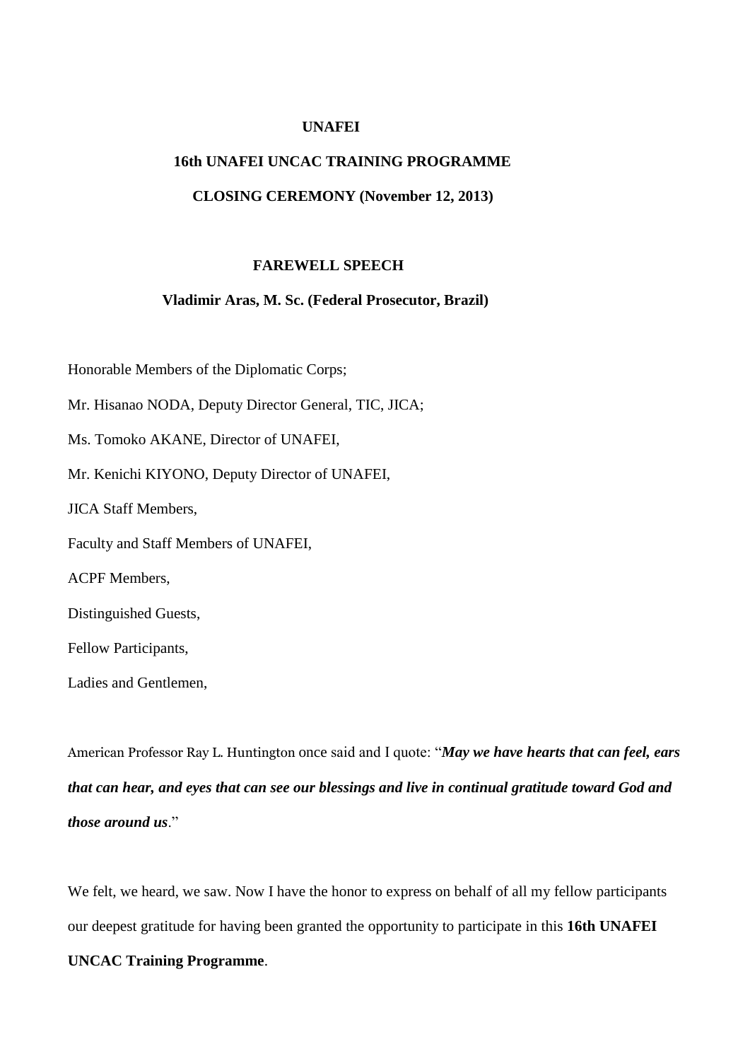**UNAFEI**

**16th UNAFEI UNCAC TRAINING PROGRAMME**

**CLOSING CEREMONY (November 12, 2013)**

**FAREWELL SPEECH**

**Vladimir Aras, M. Sc. (Federal Prosecutor, Brazil)**

Honorable Members of the Diplomatic Corps;

Mr. Hisanao NODA, Deputy Director General, TIC, JICA;

Ms. Tomoko AKANE, Director of UNAFEI,

Mr. Kenichi KIYONO, Deputy Director of UNAFEI,

JICA Staff Members,

Faculty and Staff Members of UNAFEI,

ACPF Members,

Distinguished Guests,

Fellow Participants,

Ladies and Gentlemen,

American Professor Ray L. Huntington once said and I quote: "***May we have hearts that can feel, ears that can hear, and eyes that can see our blessings and live in continual gratitude toward God and those around us***."

We felt, we heard, we saw. Now I have the honor to express on behalf of all my fellow participants our deepest gratitude for having been granted the opportunity to participate in this **16th UNAFEI UNCAC Training Programme**.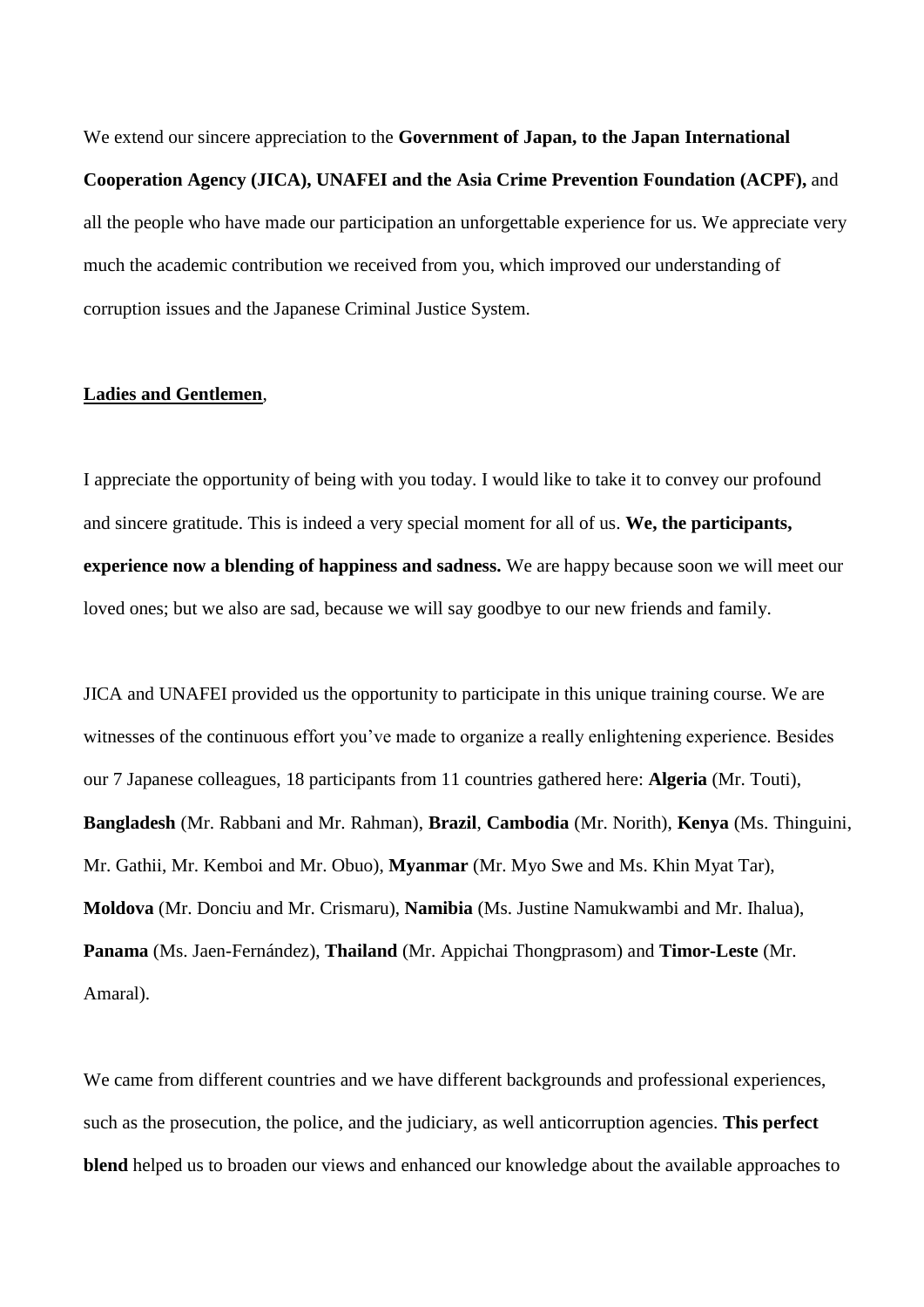We extend our sincere appreciation to the **Government of Japan, to the Japan International Cooperation Agency (JICA), UNAFEI and the Asia Crime Prevention Foundation (ACPF),** and all the people who have made our participation an unforgettable experience for us. We appreciate very much the academic contribution we received from you, which improved our understanding of corruption issues and the Japanese Criminal Justice System.

**Ladies and Gentlemen**,

I appreciate the opportunity of being with you today. I would like to take it to convey our profound and sincere gratitude. This is indeed a very special moment for all of us. **We, the participants, experience now a blending of happiness and sadness.** We are happy because soon we will meet our loved ones; but we also are sad, because we will say goodbye to our new friends and family.

JICA and UNAFEI provided us the opportunity to participate in this unique training course. We are witnesses of the continuous effort you've made to organize a really enlightening experience. Besides our 7 Japanese colleagues, 18 participants from 11 countries gathered here: **Algeria** (Mr. Touti), **Bangladesh** (Mr. Rabbani and Mr. Rahman), **Brazil**, **Cambodia** (Mr. Norith), **Kenya** (Ms. Thinguini, Mr. Gathii, Mr. Kemboi and Mr. Obuo), **Myanmar** (Mr. Myo Swe and Ms. Khin Myat Tar), **Moldova** (Mr. Donciu and Mr. Crismaru), **Namibia** (Ms. Justine Namukwambi and Mr. Ihalua), **Panama** (Ms. Jaen-Fernández), **Thailand** (Mr. Appichai Thongprasom) and **Timor-Leste** (Mr. Amaral).

We came from different countries and we have different backgrounds and professional experiences, such as the prosecution, the police, and the judiciary, as well anticorruption agencies. **This perfect blend** helped us to broaden our views and enhanced our knowledge about the available approaches to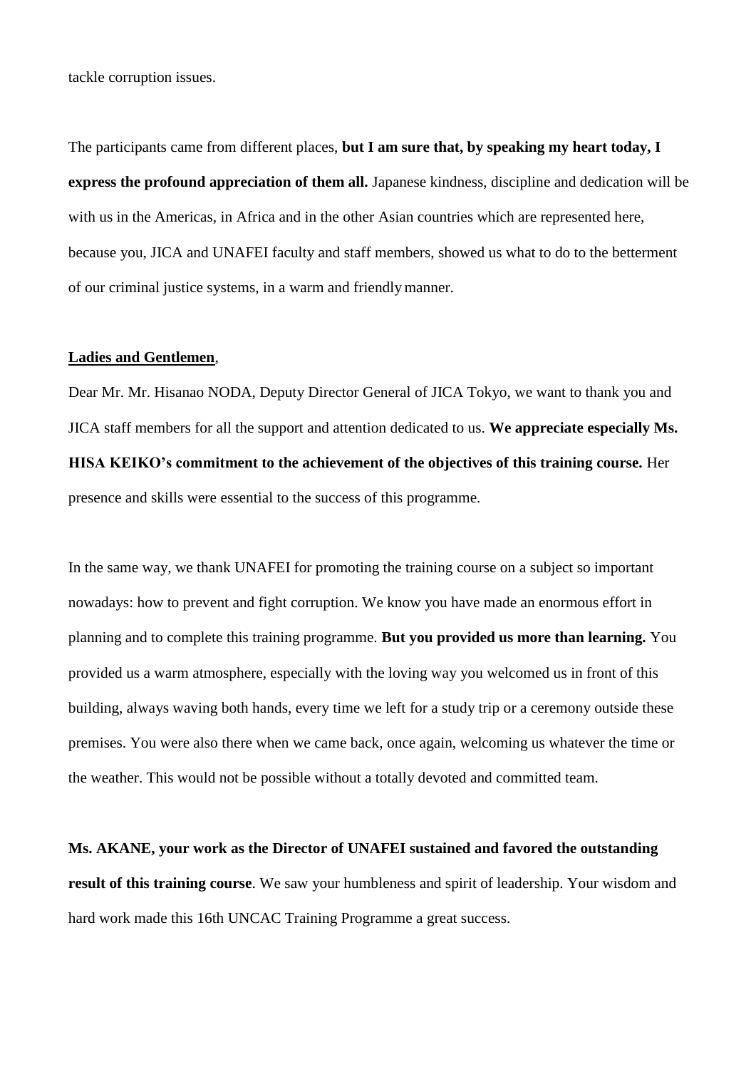tackle corruption issues.

The participants came from different places, **but I am sure that, by speaking my heart today, I express the profound appreciation of them all.** Japanese kindness, discipline and dedication will be with us in the Americas, in Africa and in the other Asian countries which are represented here, because you, JICA and UNAFEI faculty and staff members, showed us what to do to the betterment of our criminal justice systems, in a warm and friendly manner.

**Ladies and Gentlemen**,

Dear Mr. Mr. Hisanao NODA, Deputy Director General of JICA Tokyo, we want to thank you and JICA staff members for all the support and attention dedicated to us. **We appreciate especially Ms. HISA KEIKO's commitment to the achievement of the objectives of this training course.** Her presence and skills were essential to the success of this programme.

In the same way, we thank UNAFEI for promoting the training course on a subject so important nowadays: how to prevent and fight corruption. We know you have made an enormous effort in planning and to complete this training programme. **But you provided us more than learning.** You provided us a warm atmosphere, especially with the loving way you welcomed us in front of this building, always waving both hands, every time we left for a study trip or a ceremony outside these premises. You were also there when we came back, once again, welcoming us whatever the time or the weather. This would not be possible without a totally devoted and committed team.

**Ms. AKANE, your work as the Director of UNAFEI sustained and favored the outstanding result of this training course**. We saw your humbleness and spirit of leadership. Your wisdom and hard work made this 16th UNCAC Training Programme a great success.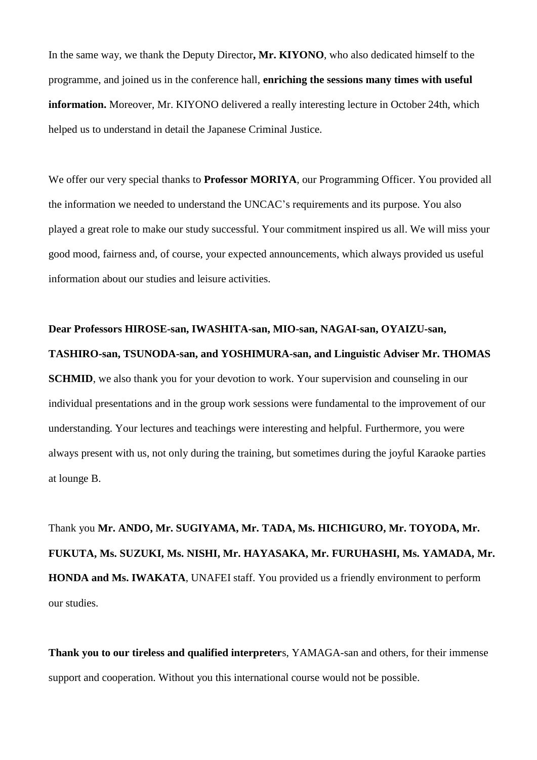In the same way, we thank the Deputy Director**, Mr. KIYONO**, who also dedicated himself to the programme, and joined us in the conference hall, **enriching the sessions many times with useful information.** Moreover, Mr. KIYONO delivered a really interesting lecture in October 24th, which helped us to understand in detail the Japanese Criminal Justice.

We offer our very special thanks to **Professor MORIYA**, our Programming Officer. You provided all the information we needed to understand the UNCAC's requirements and its purpose. You also played a great role to make our study successful. Your commitment inspired us all. We will miss your good mood, fairness and, of course, your expected announcements, which always provided us useful information about our studies and leisure activities.

**Dear Professors HIROSE-san, IWASHITA-san, MIO-san, NAGAI-san, OYAIZU-san, TASHIRO-san, TSUNODA-san, and YOSHIMURA-san, and Linguistic Adviser Mr. THOMAS SCHMID**, we also thank you for your devotion to work. Your supervision and counseling in our individual presentations and in the group work sessions were fundamental to the improvement of our understanding. Your lectures and teachings were interesting and helpful. Furthermore, you were always present with us, not only during the training, but sometimes during the joyful Karaoke parties at lounge B.

Thank you **Mr. ANDO, Mr. SUGIYAMA, Mr. TADA, Ms. HICHIGURO, Mr. TOYODA, Mr. FUKUTA, Ms. SUZUKI, Ms. NISHI, Mr. HAYASAKA, Mr. FURUHASHI, Ms. YAMADA, Mr. HONDA and Ms. IWAKATA**, UNAFEI staff. You provided us a friendly environment to perform our studies.

**Thank you to our tireless and qualified interpreter**s, YAMAGA-san and others, for their immense support and cooperation. Without you this international course would not be possible.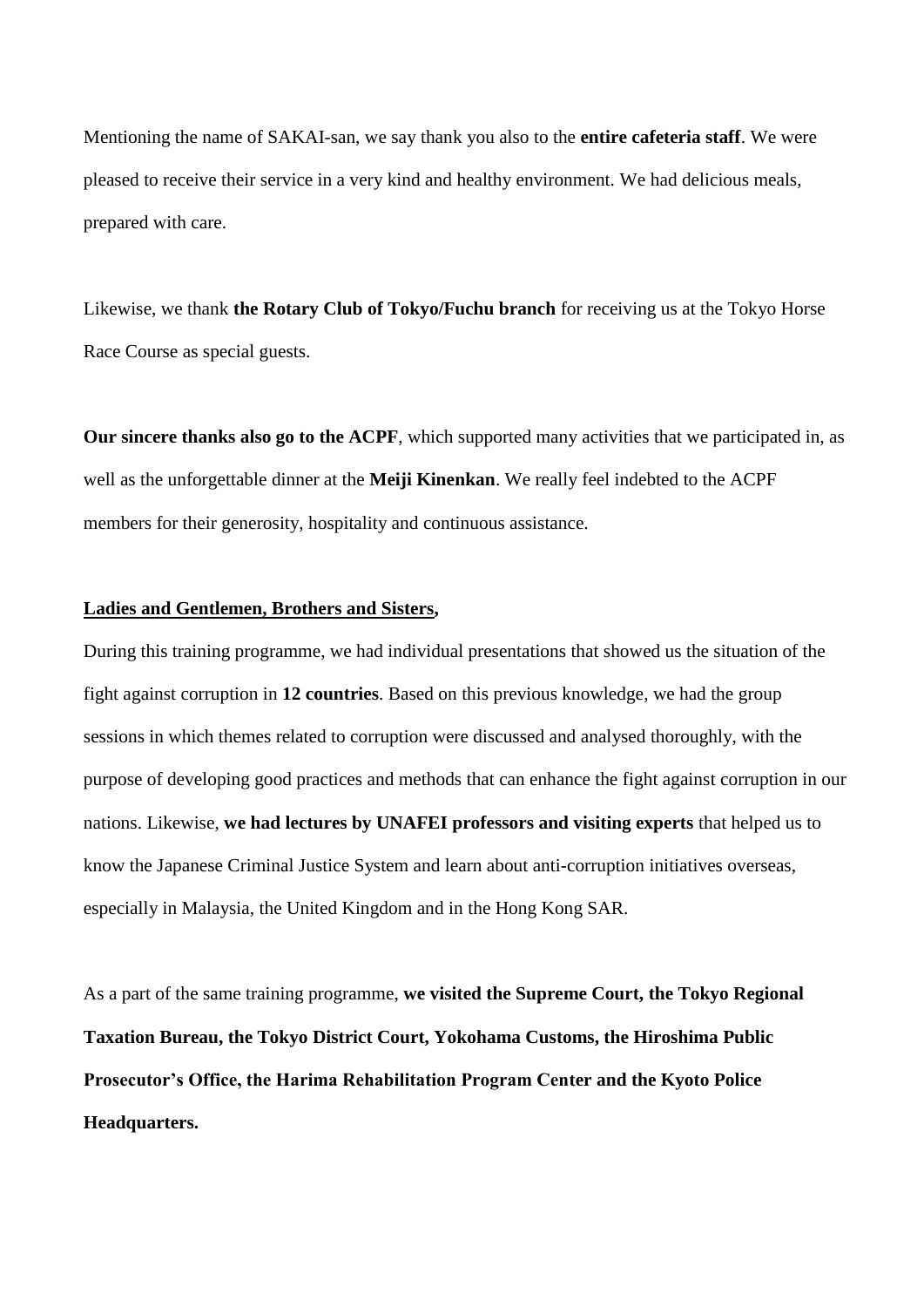Mentioning the name of SAKAI-san, we say thank you also to the **entire cafeteria staff**. We were pleased to receive their service in a very kind and healthy environment. We had delicious meals, prepared with care.

Likewise, we thank **the Rotary Club of Tokyo/Fuchu branch** for receiving us at the Tokyo Horse Race Course as special guests.

**Our sincere thanks also go to the ACPF**, which supported many activities that we participated in, as well as the unforgettable dinner at the **Meiji Kinenkan**. We really feel indebted to the ACPF members for their generosity, hospitality and continuous assistance.

**Ladies and Gentlemen, Brothers and Sisters,**

During this training programme, we had individual presentations that showed us the situation of the fight against corruption in **12 countries**. Based on this previous knowledge, we had the group sessions in which themes related to corruption were discussed and analysed thoroughly, with the purpose of developing good practices and methods that can enhance the fight against corruption in our nations. Likewise, **we had lectures by UNAFEI professors and visiting experts** that helped us to know the Japanese Criminal Justice System and learn about anti-corruption initiatives overseas, especially in Malaysia, the United Kingdom and in the Hong Kong SAR.

As a part of the same training programme, **we visited the Supreme Court, the Tokyo Regional Taxation Bureau, the Tokyo District Court, Yokohama Customs, the Hiroshima Public Prosecutor's Office, the Harima Rehabilitation Program Center and the Kyoto Police Headquarters.**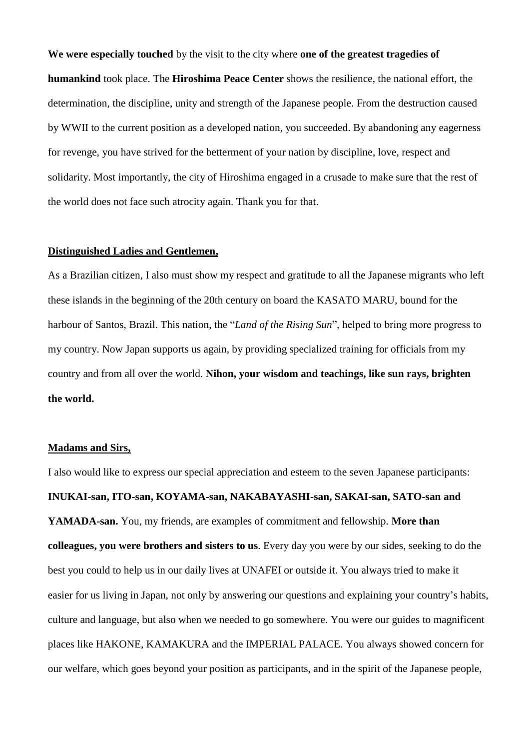**We were especially touched** by the visit to the city where **one of the greatest tragedies of humankind** took place. The **Hiroshima Peace Center** shows the resilience, the national effort, the determination, the discipline, unity and strength of the Japanese people. From the destruction caused by WWII to the current position as a developed nation, you succeeded. By abandoning any eagerness for revenge, you have strived for the betterment of your nation by discipline, love, respect and solidarity. Most importantly, the city of Hiroshima engaged in a crusade to make sure that the rest of the world does not face such atrocity again. Thank you for that.

**<u>Distinguished Ladies and Gentlemen,</u>**

As a Brazilian citizen, I also must show my respect and gratitude to all the Japanese migrants who left these islands in the beginning of the 20th century on board the KASATO MARU, bound for the harbour of Santos, Brazil. This nation, the "*Land of the Rising Sun*", helped to bring more progress to my country. Now Japan supports us again, by providing specialized training for officials from my country and from all over the world. **Nihon, your wisdom and teachings, like sun rays, brighten the world.**

**<u>Madams and Sirs,</u>**

I also would like to express our special appreciation and esteem to the seven Japanese participants: **INUKAI-san, ITO-san, KOYAMA-san, NAKABAYASHI-san, SAKAI-san, SATO-san and YAMADA-san.** You, my friends, are examples of commitment and fellowship. **More than colleagues, you were brothers and sisters to us**. Every day you were by our sides, seeking to do the best you could to help us in our daily lives at UNAFEI or outside it. You always tried to make it easier for us living in Japan, not only by answering our questions and explaining your country's habits, culture and language, but also when we needed to go somewhere. You were our guides to magnificent places like HAKONE, KAMAKURA and the IMPERIAL PALACE. You always showed concern for our welfare, which goes beyond your position as participants, and in the spirit of the Japanese people,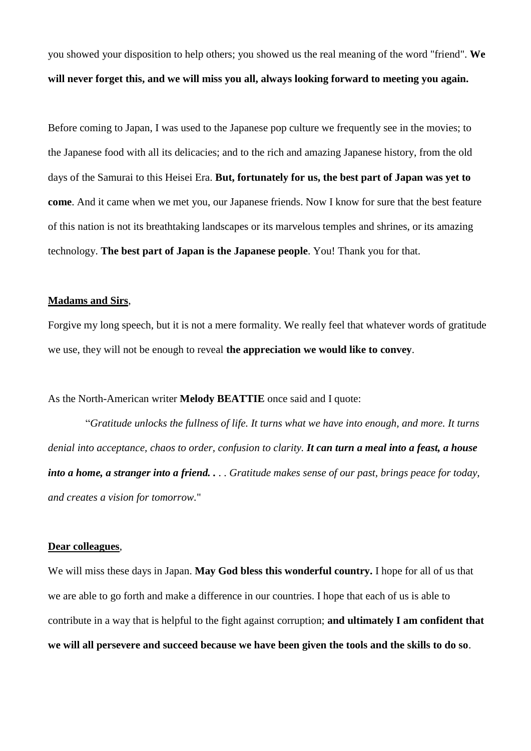you showed your disposition to help others; you showed us the real meaning of the word "friend". **We will never forget this, and we will miss you all, always looking forward to meeting you again.**

Before coming to Japan, I was used to the Japanese pop culture we frequently see in the movies; to the Japanese food with all its delicacies; and to the rich and amazing Japanese history, from the old days of the Samurai to this Heisei Era. **But, fortunately for us, the best part of Japan was yet to come**. And it came when we met you, our Japanese friends. Now I know for sure that the best feature of this nation is not its breathtaking landscapes or its marvelous temples and shrines, or its amazing technology. **The best part of Japan is the Japanese people**. You! Thank you for that.

<u>**Madams and Sirs**</u>,

Forgive my long speech, but it is not a mere formality. We really feel that whatever words of gratitude we use, they will not be enough to reveal **the appreciation we would like to convey**.

As the North-American writer **Melody BEATTIE** once said and I quote:

"*Gratitude unlocks the fullness of life. It turns what we have into enough, and more. It turns denial into acceptance, chaos to order, confusion to clarity.* ***It can turn a meal into a feast, a house into a home, a stranger into a friend.*** *. . . Gratitude makes sense of our past, brings peace for today, and creates a vision for tomorrow*."

<u>**Dear colleagues**</u>,

We will miss these days in Japan. **May God bless this wonderful country.** I hope for all of us that we are able to go forth and make a difference in our countries. I hope that each of us is able to contribute in a way that is helpful to the fight against corruption; **and ultimately I am confident that we will all persevere and succeed because we have been given the tools and the skills to do so**.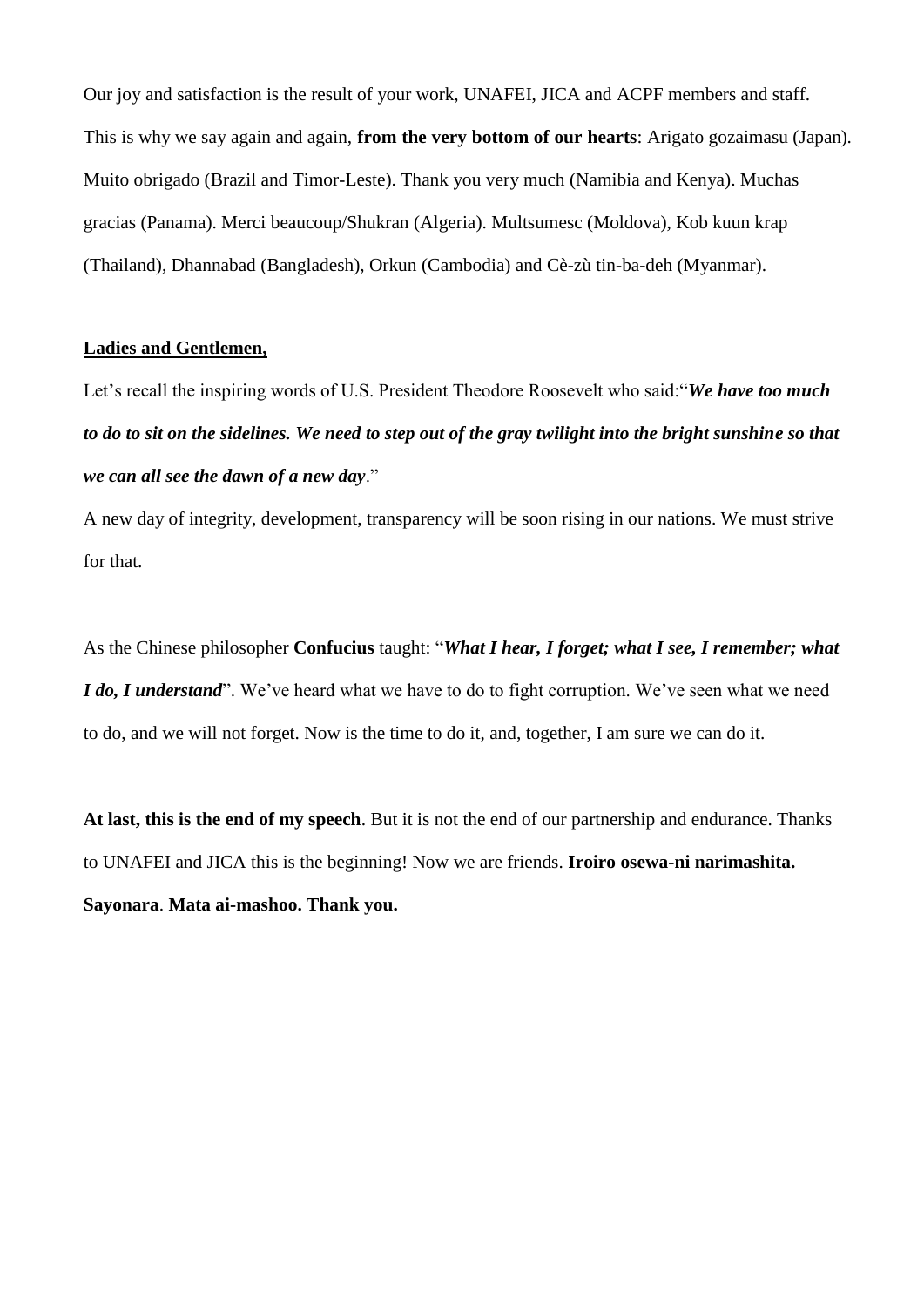Our joy and satisfaction is the result of your work, UNAFEI, JICA and ACPF members and staff. This is why we say again and again, **from the very bottom of our hearts**: Arigato gozaimasu (Japan). Muito obrigado (Brazil and Timor-Leste). Thank you very much (Namibia and Kenya). Muchas gracias (Panama). Merci beaucoup/Shukran (Algeria). Multsumesc (Moldova), Kob kuun krap (Thailand), Dhannabad (Bangladesh), Orkun (Cambodia) and Cè-zù tin-ba-deh (Myanmar).

**Ladies and Gentlemen,**

Let's recall the inspiring words of U.S. President Theodore Roosevelt who said:"***We have too much to do to sit on the sidelines. We need to step out of the gray twilight into the bright sunshine so that we can all see the dawn of a new day***."

A new day of integrity, development, transparency will be soon rising in our nations. We must strive for that.

As the Chinese philosopher **Confucius** taught: "***What I hear, I forget; what I see, I remember; what I do, I understand***". We've heard what we have to do to fight corruption. We've seen what we need to do, and we will not forget. Now is the time to do it, and, together, I am sure we can do it.

**At last, this is the end of my speech**. But it is not the end of our partnership and endurance. Thanks to UNAFEI and JICA this is the beginning! Now we are friends. **Iroiro osewa-ni narimashita. Sayonara**. **Mata ai-mashoo. Thank you.**